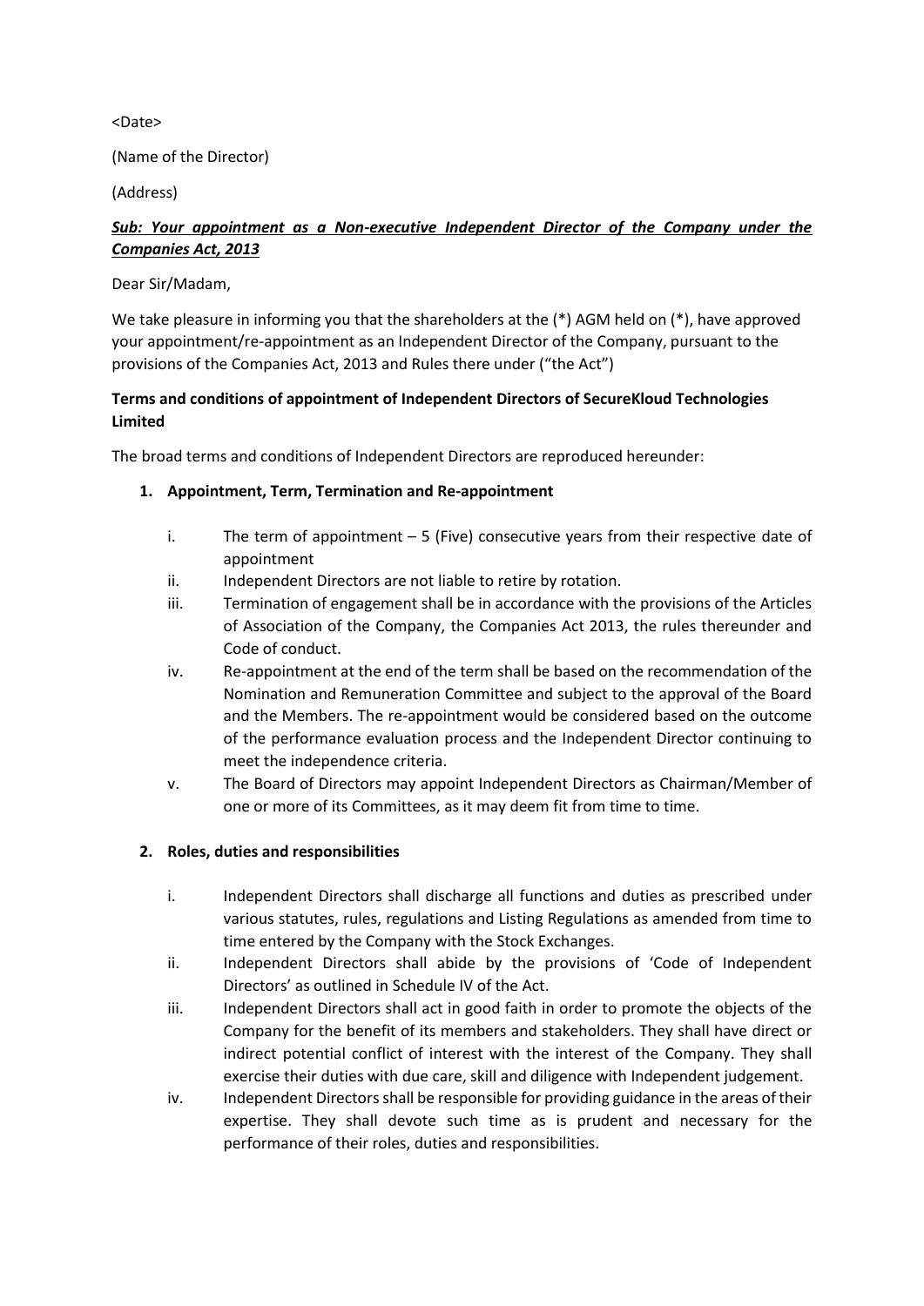<Date>

(Name of the Director)

(Address)

***<u>Sub: Your appointment as a Non-executive Independent Director of the Company under the Companies Act, 2013</u>***

Dear Sir/Madam,

We take pleasure in informing you that the shareholders at the (*) AGM held on (*), have approved your appointment/re-appointment as an Independent Director of the Company, pursuant to the provisions of the Companies Act, 2013 and Rules there under ("the Act")

**Terms and conditions of appointment of Independent Directors of SecureKloud Technologies Limited**

The broad terms and conditions of Independent Directors are reproduced hereunder:

1. **Appointment, Term, Termination and Re-appointment**

   i. The term of appointment – 5 (Five) consecutive years from their respective date of appointment

   ii. Independent Directors are not liable to retire by rotation.

   iii. Termination of engagement shall be in accordance with the provisions of the Articles of Association of the Company, the Companies Act 2013, the rules thereunder and Code of conduct.

   iv. Re-appointment at the end of the term shall be based on the recommendation of the Nomination and Remuneration Committee and subject to the approval of the Board and the Members. The re-appointment would be considered based on the outcome of the performance evaluation process and the Independent Director continuing to meet the independence criteria.

   v. The Board of Directors may appoint Independent Directors as Chairman/Member of one or more of its Committees, as it may deem fit from time to time.

2. **Roles, duties and responsibilities**

   i. Independent Directors shall discharge all functions and duties as prescribed under various statutes, rules, regulations and Listing Regulations as amended from time to time entered by the Company with the Stock Exchanges.

   ii. Independent Directors shall abide by the provisions of 'Code of Independent Directors' as outlined in Schedule IV of the Act.

   iii. Independent Directors shall act in good faith in order to promote the objects of the Company for the benefit of its members and stakeholders. They shall have direct or indirect potential conflict of interest with the interest of the Company. They shall exercise their duties with due care, skill and diligence with Independent judgement.

   iv. Independent Directors shall be responsible for providing guidance in the areas of their expertise. They shall devote such time as is prudent and necessary for the performance of their roles, duties and responsibilities.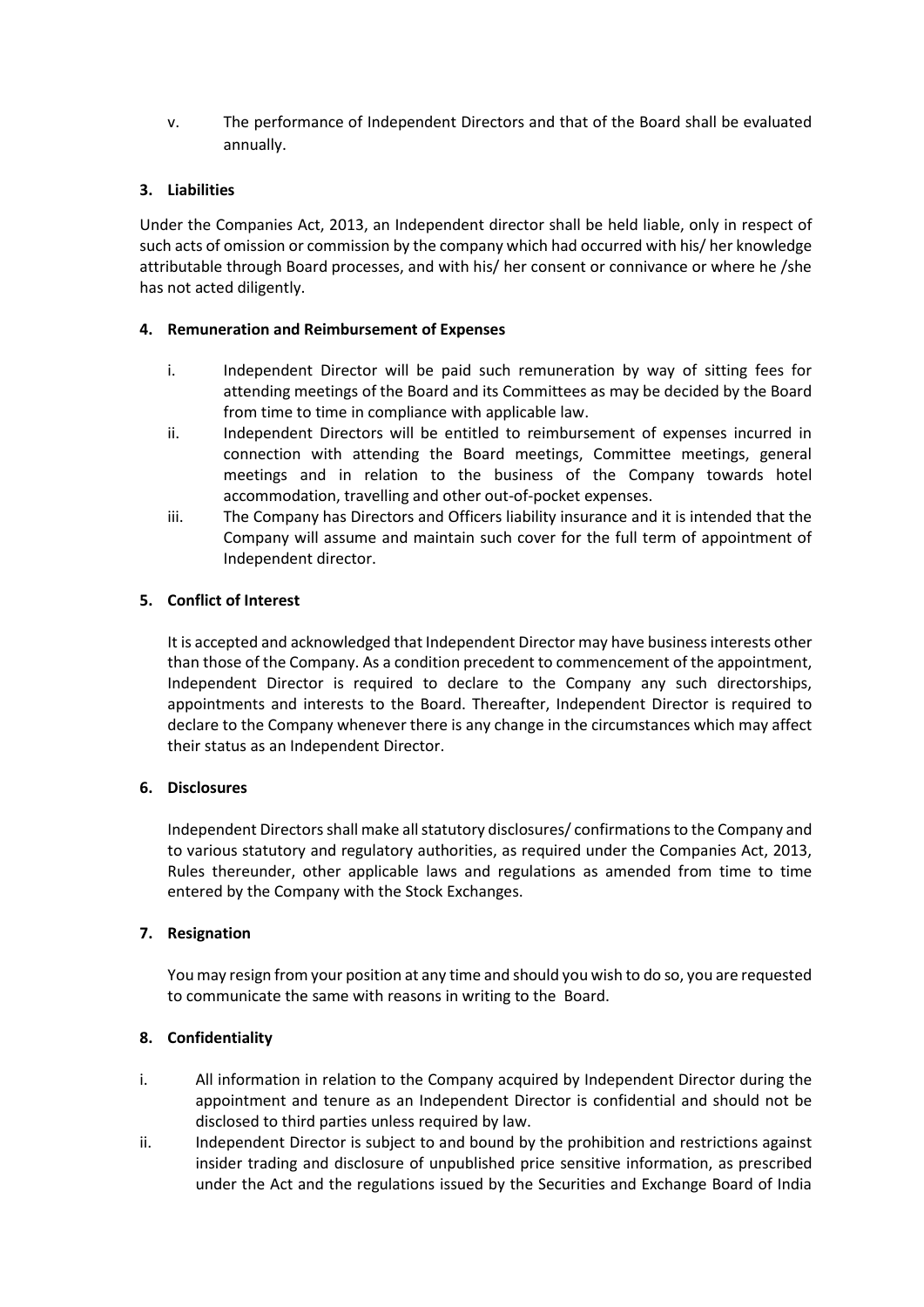v. The performance of Independent Directors and that of the Board shall be evaluated annually.

**3. Liabilities**

Under the Companies Act, 2013, an Independent director shall be held liable, only in respect of such acts of omission or commission by the company which had occurred with his/ her knowledge attributable through Board processes, and with his/ her consent or connivance or where he /she has not acted diligently.

**4. Remuneration and Reimbursement of Expenses**

i. Independent Director will be paid such remuneration by way of sitting fees for attending meetings of the Board and its Committees as may be decided by the Board from time to time in compliance with applicable law.

ii. Independent Directors will be entitled to reimbursement of expenses incurred in connection with attending the Board meetings, Committee meetings, general meetings and in relation to the business of the Company towards hotel accommodation, travelling and other out-of-pocket expenses.

iii. The Company has Directors and Officers liability insurance and it is intended that the Company will assume and maintain such cover for the full term of appointment of Independent director.

**5. Conflict of Interest**

It is accepted and acknowledged that Independent Director may have business interests other than those of the Company. As a condition precedent to commencement of the appointment, Independent Director is required to declare to the Company any such directorships, appointments and interests to the Board. Thereafter, Independent Director is required to declare to the Company whenever there is any change in the circumstances which may affect their status as an Independent Director.

**6. Disclosures**

Independent Directors shall make all statutory disclosures/ confirmations to the Company and to various statutory and regulatory authorities, as required under the Companies Act, 2013, Rules thereunder, other applicable laws and regulations as amended from time to time entered by the Company with the Stock Exchanges.

**7. Resignation**

You may resign from your position at any time and should you wish to do so, you are requested to communicate the same with reasons in writing to the Board.

**8. Confidentiality**

i. All information in relation to the Company acquired by Independent Director during the appointment and tenure as an Independent Director is confidential and should not be disclosed to third parties unless required by law.

ii. Independent Director is subject to and bound by the prohibition and restrictions against insider trading and disclosure of unpublished price sensitive information, as prescribed under the Act and the regulations issued by the Securities and Exchange Board of India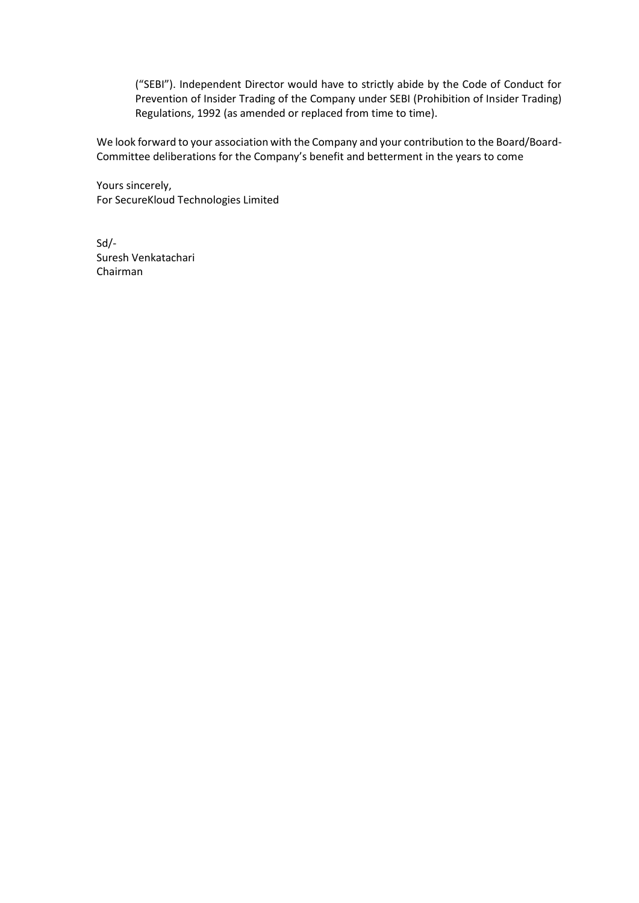("SEBI"). Independent Director would have to strictly abide by the Code of Conduct for Prevention of Insider Trading of the Company under SEBI (Prohibition of Insider Trading) Regulations, 1992 (as amended or replaced from time to time).

We look forward to your association with the Company and your contribution to the Board/Board-Committee deliberations for the Company's benefit and betterment in the years to come

Yours sincerely,
For SecureKloud Technologies Limited

Sd/-
Suresh Venkatachari
Chairman